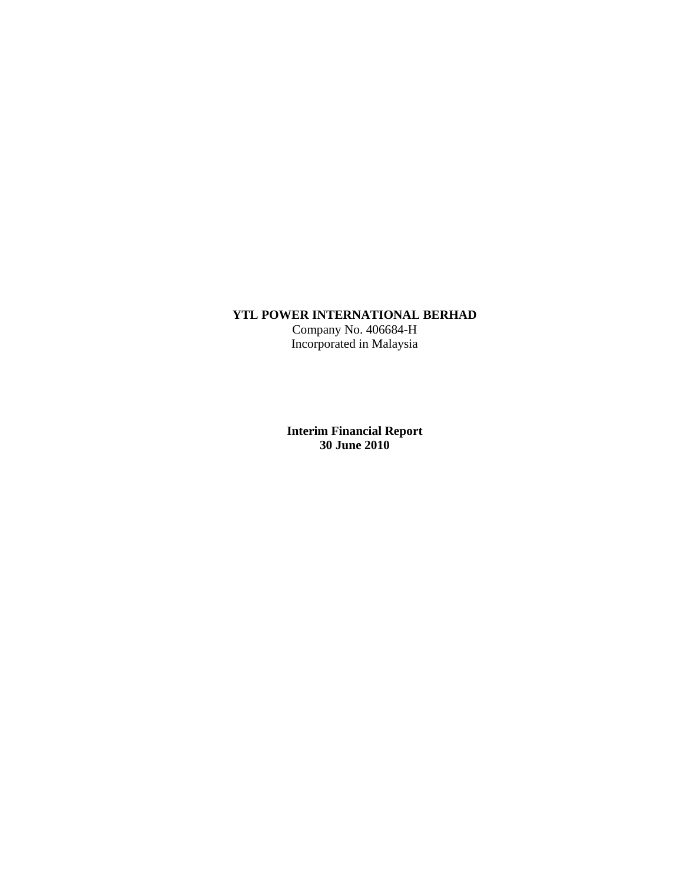**YTL POWER INTERNATIONAL BERHAD**
Company No. 406684-H
Incorporated in Malaysia

**Interim Financial Report**
**30 June 2010**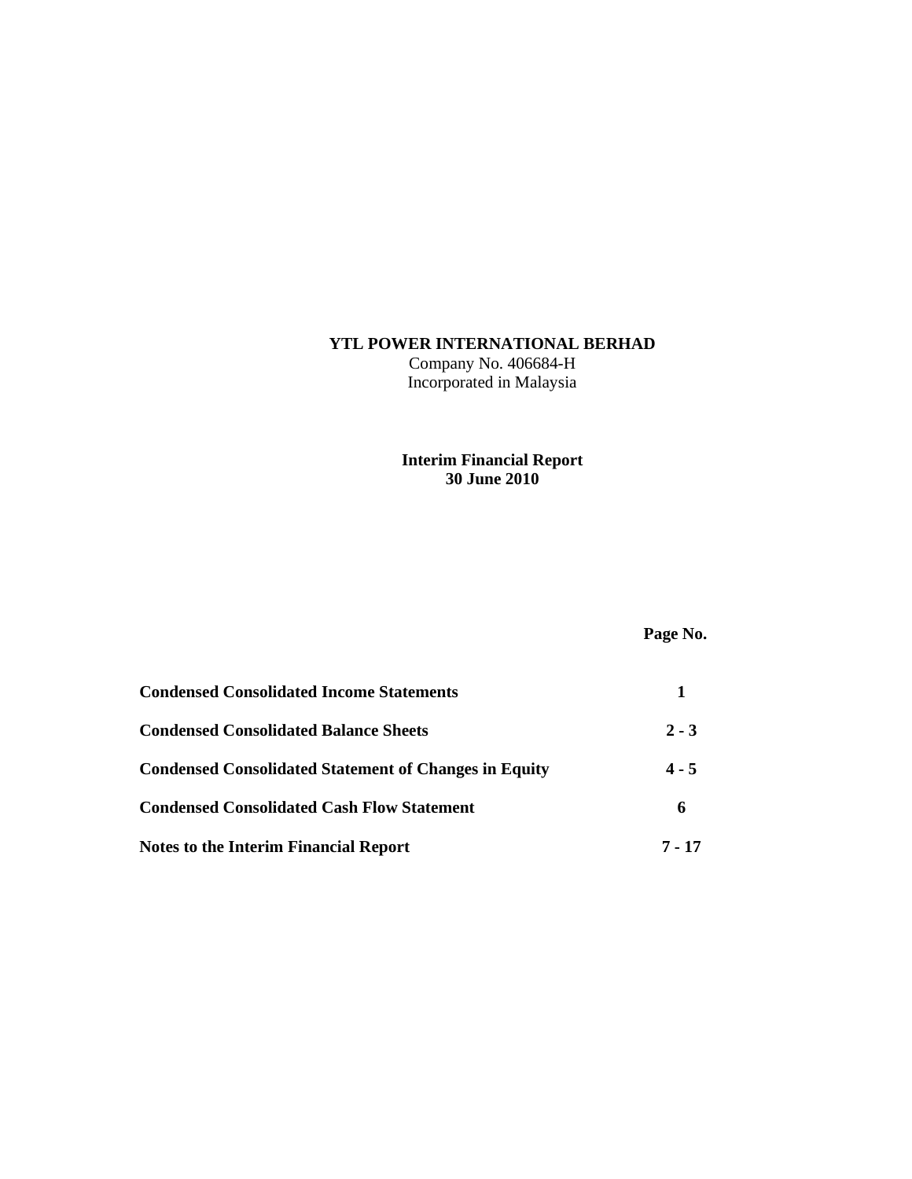**YTL POWER INTERNATIONAL BERHAD**
Company No. 406684-H
Incorporated in Malaysia

**Interim Financial Report**
**30 June 2010**

| | Page No. |
|---|---|
| **Condensed Consolidated Income Statements** | **1** |
| **Condensed Consolidated Balance Sheets** | **2 - 3** |
| **Condensed Consolidated Statement of Changes in Equity** | **4 - 5** |
| **Condensed Consolidated Cash Flow Statement** | **6** |
| **Notes to the Interim Financial Report** | **7 - 17** |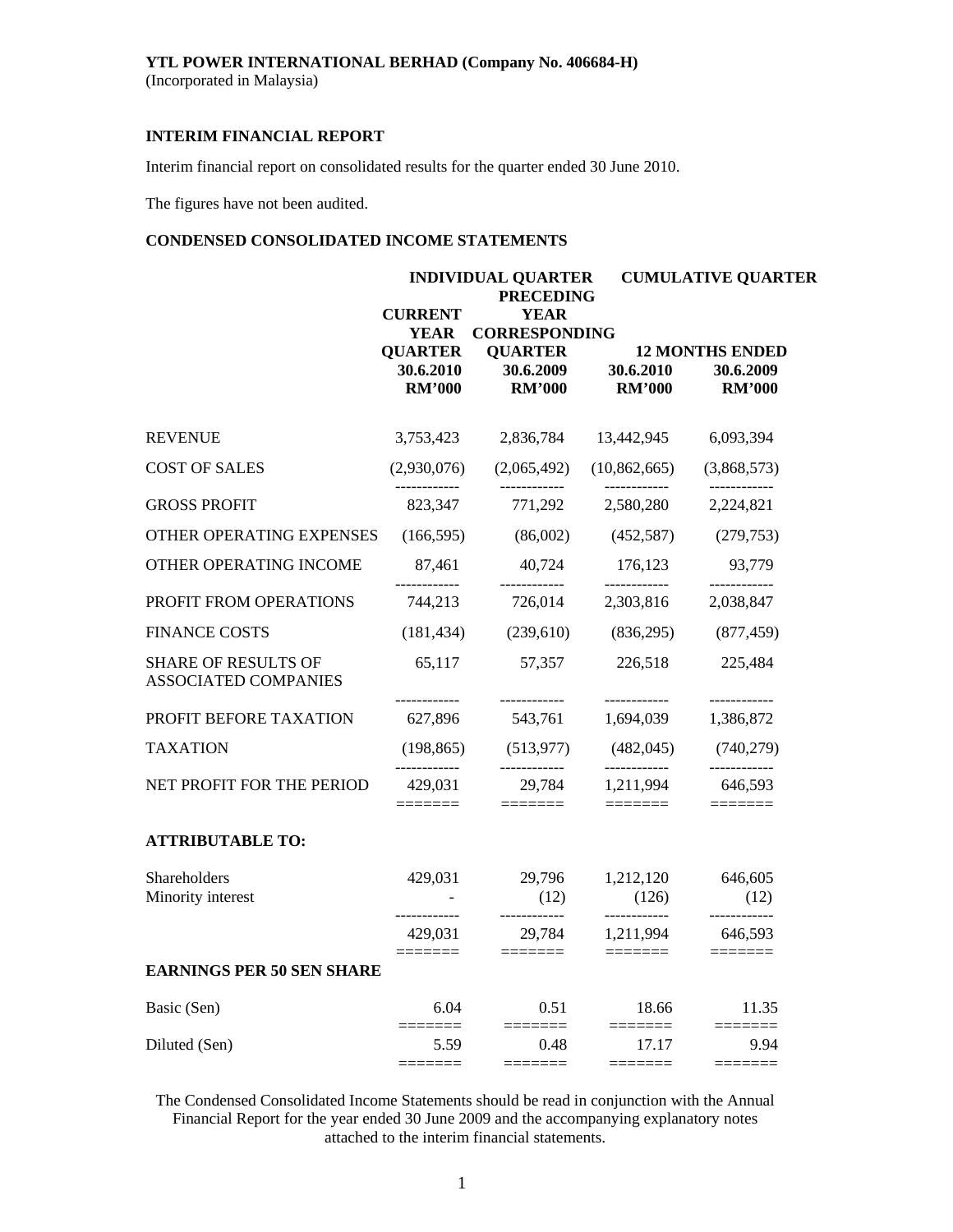**YTL POWER INTERNATIONAL BERHAD (Company No. 406684-H)**
(Incorporated in Malaysia)

**INTERIM FINANCIAL REPORT**

Interim financial report on consolidated results for the quarter ended 30 June 2010.

The figures have not been audited.

**CONDENSED CONSOLIDATED INCOME STATEMENTS**

| | INDIVIDUAL QUARTER | | CUMULATIVE QUARTER | |
|---|---|---|---|---|
| | CURRENT YEAR QUARTER 30.6.2010 RM'000 | PRECEDING YEAR CORRESPONDING QUARTER 30.6.2009 RM'000 | 12 MONTHS ENDED 30.6.2010 RM'000 | 12 MONTHS ENDED 30.6.2009 RM'000 |
| REVENUE | 3,753,423 | 2,836,784 | 13,442,945 | 6,093,394 |
| COST OF SALES | (2,930,076) | (2,065,492) | (10,862,665) | (3,868,573) |
| GROSS PROFIT | 823,347 | 771,292 | 2,580,280 | 2,224,821 |
| OTHER OPERATING EXPENSES | (166,595) | (86,002) | (452,587) | (279,753) |
| OTHER OPERATING INCOME | 87,461 | 40,724 | 176,123 | 93,779 |
| PROFIT FROM OPERATIONS | 744,213 | 726,014 | 2,303,816 | 2,038,847 |
| FINANCE COSTS | (181,434) | (239,610) | (836,295) | (877,459) |
| SHARE OF RESULTS OF ASSOCIATED COMPANIES | 65,117 | 57,357 | 226,518 | 225,484 |
| PROFIT BEFORE TAXATION | 627,896 | 543,761 | 1,694,039 | 1,386,872 |
| TAXATION | (198,865) | (513,977) | (482,045) | (740,279) |
| NET PROFIT FOR THE PERIOD | 429,031 | 29,784 | 1,211,994 | 646,593 |
| **ATTRIBUTABLE TO:** | | | | |
| Shareholders | 429,031 | 29,796 | 1,212,120 | 646,605 |
| Minority interest | - | (12) | (126) | (12) |
| | 429,031 | 29,784 | 1,211,994 | 646,593 |
| **EARNINGS PER 50 SEN SHARE** | | | | |
| Basic (Sen) | 6.04 | 0.51 | 18.66 | 11.35 |
| Diluted (Sen) | 5.59 | 0.48 | 17.17 | 9.94 |

The Condensed Consolidated Income Statements should be read in conjunction with the Annual Financial Report for the year ended 30 June 2009 and the accompanying explanatory notes attached to the interim financial statements.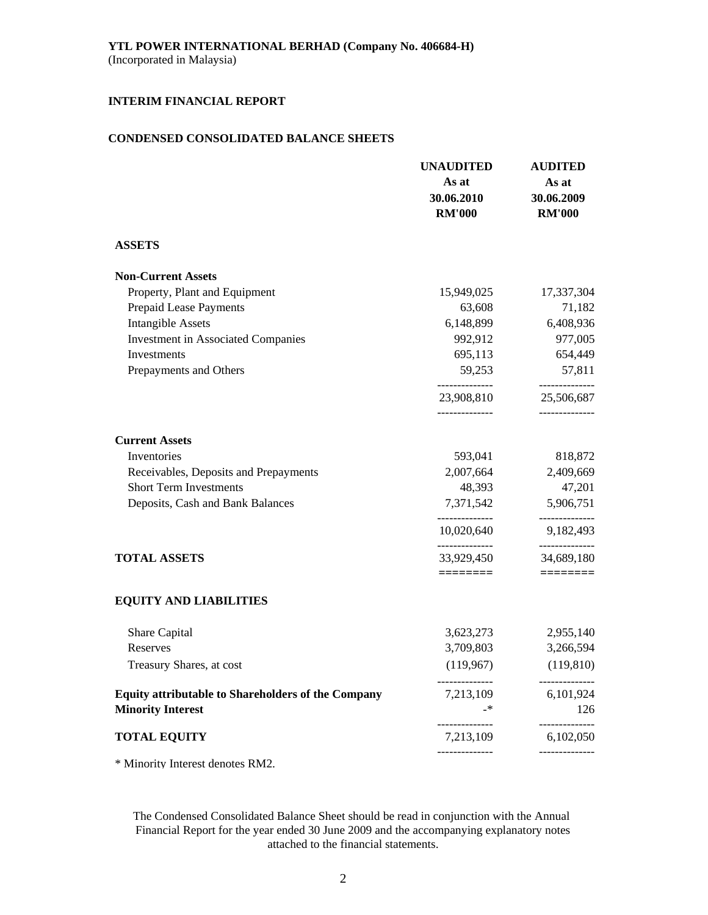**YTL POWER INTERNATIONAL BERHAD (Company No. 406684-H)**
(Incorporated in Malaysia)

**INTERIM FINANCIAL REPORT**

**CONDENSED CONSOLIDATED BALANCE SHEETS**

| | UNAUDITED As at 30.06.2010 RM'000 | AUDITED As at 30.06.2009 RM'000 |
|---|---|---|
| **ASSETS** | | |
| **Non-Current Assets** | | |
| Property, Plant and Equipment | 15,949,025 | 17,337,304 |
| Prepaid Lease Payments | 63,608 | 71,182 |
| Intangible Assets | 6,148,899 | 6,408,936 |
| Investment in Associated Companies | 992,912 | 977,005 |
| Investments | 695,113 | 654,449 |
| Prepayments and Others | 59,253 | 57,811 |
| | 23,908,810 | 25,506,687 |
| **Current Assets** | | |
| Inventories | 593,041 | 818,872 |
| Receivables, Deposits and Prepayments | 2,007,664 | 2,409,669 |
| Short Term Investments | 48,393 | 47,201 |
| Deposits, Cash and Bank Balances | 7,371,542 | 5,906,751 |
| | 10,020,640 | 9,182,493 |
| **TOTAL ASSETS** | 33,929,450 | 34,689,180 |
| **EQUITY AND LIABILITIES** | | |
| Share Capital | 3,623,273 | 2,955,140 |
| Reserves | 3,709,803 | 3,266,594 |
| Treasury Shares, at cost | (119,967) | (119,810) |
| **Equity attributable to Shareholders of the Company** | 7,213,109 | 6,101,924 |
| **Minority Interest** | -* | 126 |
| **TOTAL EQUITY** | 7,213,109 | 6,102,050 |

* Minority Interest denotes RM2.

The Condensed Consolidated Balance Sheet should be read in conjunction with the Annual Financial Report for the year ended 30 June 2009 and the accompanying explanatory notes attached to the financial statements.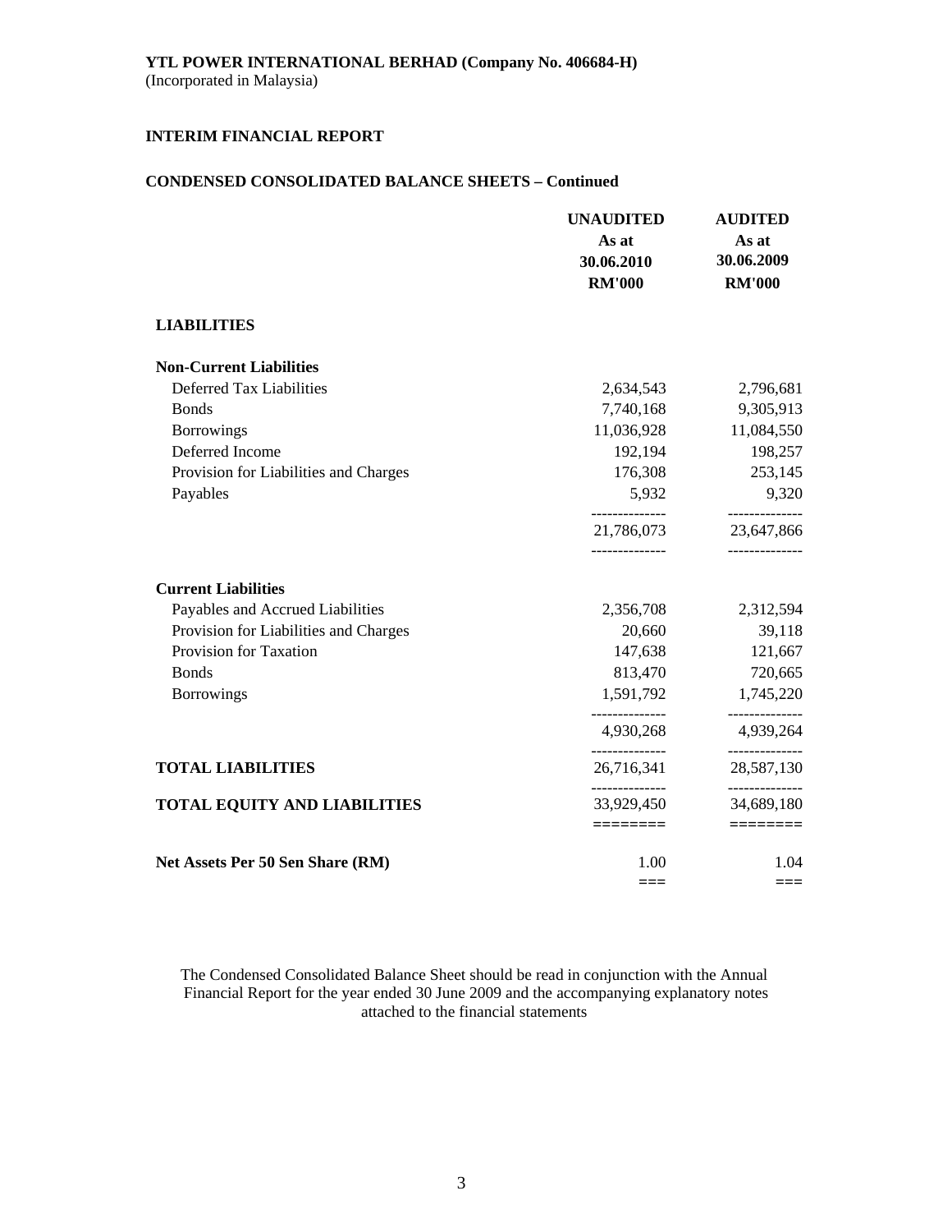**YTL POWER INTERNATIONAL BERHAD (Company No. 406684-H)**
(Incorporated in Malaysia)

**INTERIM FINANCIAL REPORT**

**CONDENSED CONSOLIDATED BALANCE SHEETS – Continued**

| | UNAUDITED As at 30.06.2010 RM'000 | AUDITED As at 30.06.2009 RM'000 |
|---|---|---|
| **LIABILITIES** | | |
| **Non-Current Liabilities** | | |
| Deferred Tax Liabilities | 2,634,543 | 2,796,681 |
| Bonds | 7,740,168 | 9,305,913 |
| Borrowings | 11,036,928 | 11,084,550 |
| Deferred Income | 192,194 | 198,257 |
| Provision for Liabilities and Charges | 176,308 | 253,145 |
| Payables | 5,932 | 9,320 |
| | 21,786,073 | 23,647,866 |
| **Current Liabilities** | | |
| Payables and Accrued Liabilities | 2,356,708 | 2,312,594 |
| Provision for Liabilities and Charges | 20,660 | 39,118 |
| Provision for Taxation | 147,638 | 121,667 |
| Bonds | 813,470 | 720,665 |
| Borrowings | 1,591,792 | 1,745,220 |
| | 4,930,268 | 4,939,264 |
| **TOTAL LIABILITIES** | 26,716,341 | 28,587,130 |
| **TOTAL EQUITY AND LIABILITIES** | 33,929,450 | 34,689,180 |
| **Net Assets Per 50 Sen Share (RM)** | 1.00 | 1.04 |

The Condensed Consolidated Balance Sheet should be read in conjunction with the Annual Financial Report for the year ended 30 June 2009 and the accompanying explanatory notes attached to the financial statements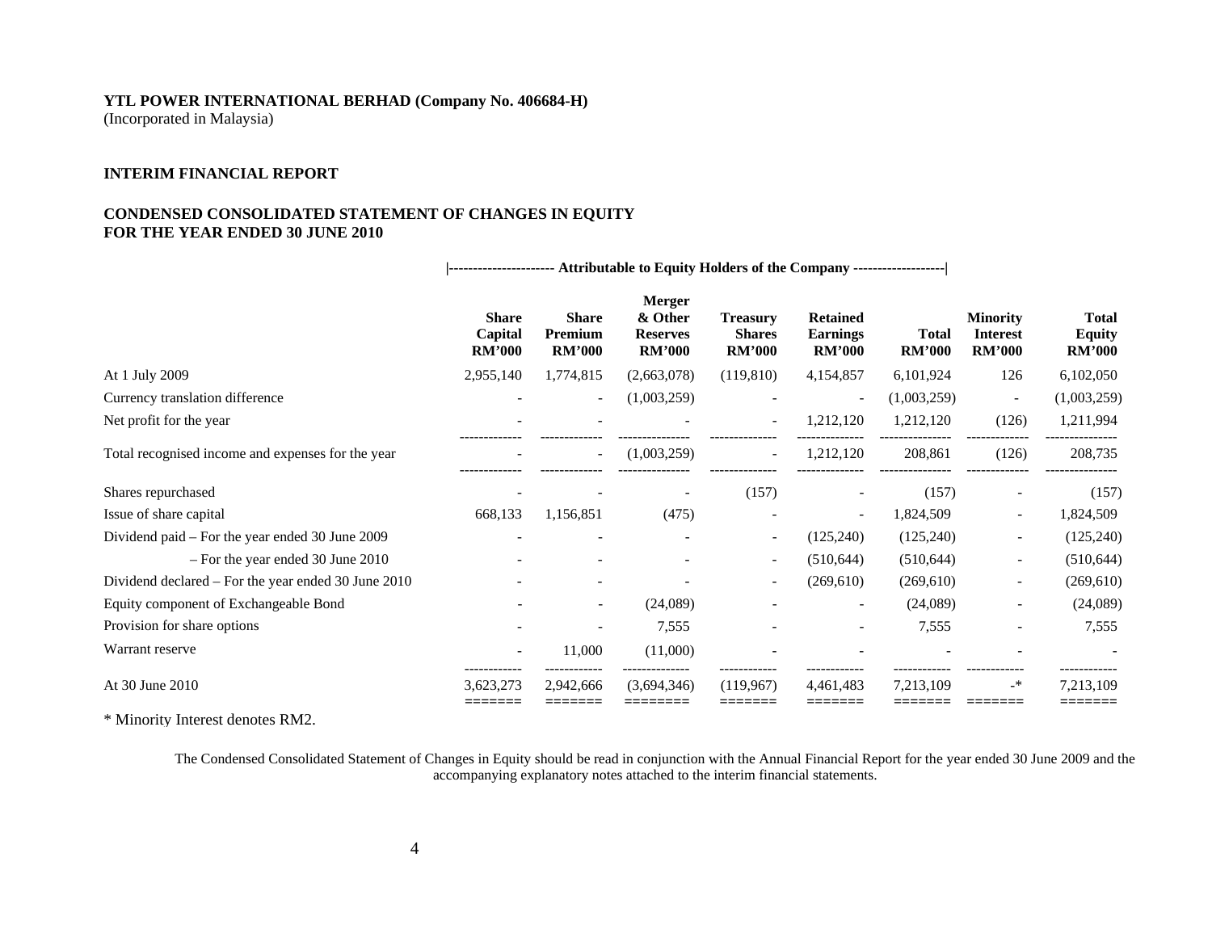**YTL POWER INTERNATIONAL BERHAD (Company No. 406684-H)**
(Incorporated in Malaysia)

**INTERIM FINANCIAL REPORT**

**CONDENSED CONSOLIDATED STATEMENT OF CHANGES IN EQUITY**
**FOR THE YEAR ENDED 30 JUNE 2010**

| | Attributable to Equity Holders of the Company | | | | | | | |
|---|---|---|---|---|---|---|---|---|
| | **Share Capital RM'000** | **Share Premium RM'000** | **Merger & Other Reserves RM'000** | **Treasury Shares RM'000** | **Retained Earnings RM'000** | **Total RM'000** | **Minority Interest RM'000** | **Total Equity RM'000** |
| At 1 July 2009 | 2,955,140 | 1,774,815 | (2,663,078) | (119,810) | 4,154,857 | 6,101,924 | 126 | 6,102,050 |
| Currency translation difference | - | - | (1,003,259) | - | - | (1,003,259) | - | (1,003,259) |
| Net profit for the year | - | - | - | - | 1,212,120 | 1,212,120 | (126) | 1,211,994 |
| Total recognised income and expenses for the year | - | - | (1,003,259) | - | 1,212,120 | 208,861 | (126) | 208,735 |
| Shares repurchased | - | - | - | (157) | - | (157) | - | (157) |
| Issue of share capital | 668,133 | 1,156,851 | (475) | - | - | 1,824,509 | - | 1,824,509 |
| Dividend paid – For the year ended 30 June 2009 | - | - | - | - | (125,240) | (125,240) | - | (125,240) |
| – For the year ended 30 June 2010 | - | - | - | - | (510,644) | (510,644) | - | (510,644) |
| Dividend declared – For the year ended 30 June 2010 | - | - | - | - | (269,610) | (269,610) | - | (269,610) |
| Equity component of Exchangeable Bond | - | - | (24,089) | - | - | (24,089) | - | (24,089) |
| Provision for share options | - | - | 7,555 | - | - | 7,555 | - | 7,555 |
| Warrant reserve | - | 11,000 | (11,000) | - | - | - | - | - |
| At 30 June 2010 | 3,623,273 | 2,942,666 | (3,694,346) | (119,967) | 4,461,483 | 7,213,109 | -* | 7,213,109 |

\* Minority Interest denotes RM2.

The Condensed Consolidated Statement of Changes in Equity should be read in conjunction with the Annual Financial Report for the year ended 30 June 2009 and the accompanying explanatory notes attached to the interim financial statements.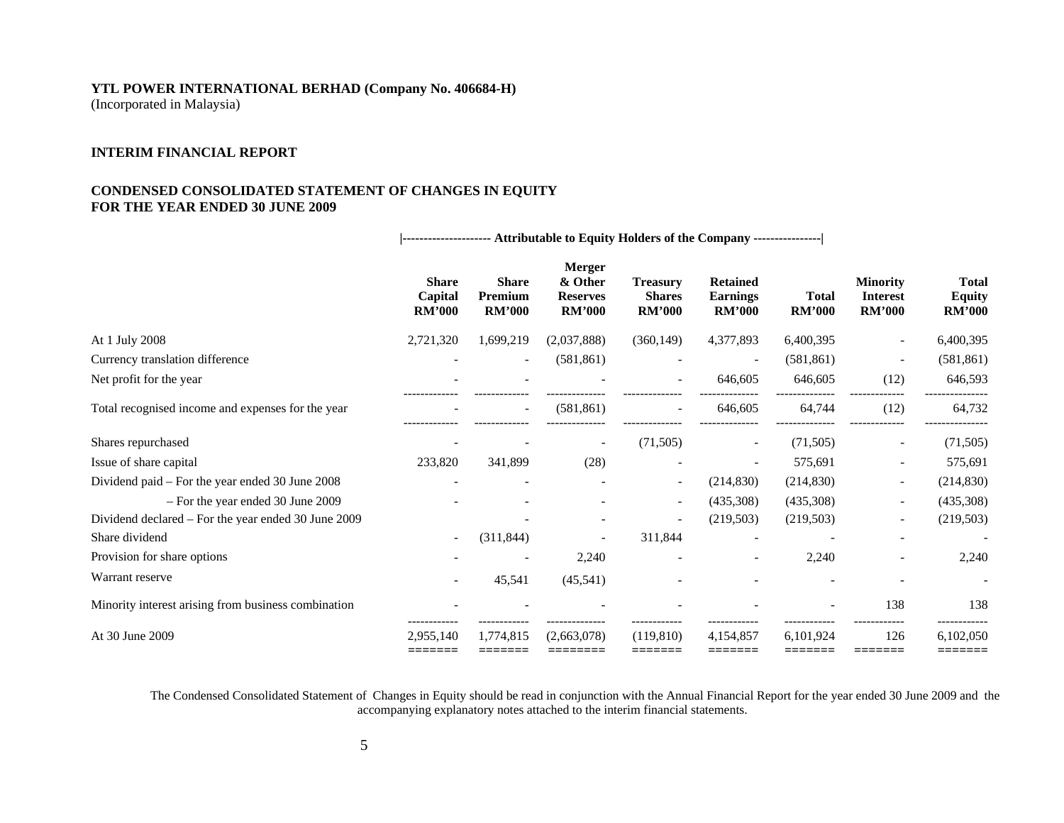**YTL POWER INTERNATIONAL BERHAD (Company No. 406684-H)**
(Incorporated in Malaysia)

**INTERIM FINANCIAL REPORT**

**CONDENSED CONSOLIDATED STATEMENT OF CHANGES IN EQUITY**
**FOR THE YEAR ENDED 30 JUNE 2009**

| | \|-------------------- Attributable to Equity Holders of the Company | | | | ---------------\| | | | |
|---|---|---|---|---|---|---|---|---|
| | **Share Capital RM'000** | **Share Premium RM'000** | **Merger & Other Reserves RM'000** | **Treasury Shares RM'000** | **Retained Earnings RM'000** | **Total RM'000** | **Minority Interest RM'000** | **Total Equity RM'000** |
| At 1 July 2008 | 2,721,320 | 1,699,219 | (2,037,888) | (360,149) | 4,377,893 | 6,400,395 | - | 6,400,395 |
| Currency translation difference | - | - | (581,861) | - | - | (581,861) | - | (581,861) |
| Net profit for the year | - | - | - | - | 646,605 | 646,605 | (12) | 646,593 |
| Total recognised income and expenses for the year | - | - | (581,861) | - | 646,605 | 64,744 | (12) | 64,732 |
| Shares repurchased | - | - | - | (71,505) | - | (71,505) | - | (71,505) |
| Issue of share capital | 233,820 | 341,899 | (28) | - | - | 575,691 | - | 575,691 |
| Dividend paid – For the year ended 30 June 2008 | - | - | - | - | (214,830) | (214,830) | - | (214,830) |
| – For the year ended 30 June 2009 | - | - | - | - | (435,308) | (435,308) | - | (435,308) |
| Dividend declared – For the year ended 30 June 2009 | | - | - | - | (219,503) | (219,503) | - | (219,503) |
| Share dividend | - | (311,844) | - | 311,844 | - | - | - | - |
| Provision for share options | - | - | 2,240 | - | - | 2,240 | - | 2,240 |
| Warrant reserve | - | 45,541 | (45,541) | - | - | - | - | - |
| Minority interest arising from business combination | - | - | - | - | - | - | 138 | 138 |
| At 30 June 2009 | 2,955,140 | 1,774,815 | (2,663,078) | (119,810) | 4,154,857 | 6,101,924 | 126 | 6,102,050 |

The Condensed Consolidated Statement of Changes in Equity should be read in conjunction with the Annual Financial Report for the year ended 30 June 2009 and the accompanying explanatory notes attached to the interim financial statements.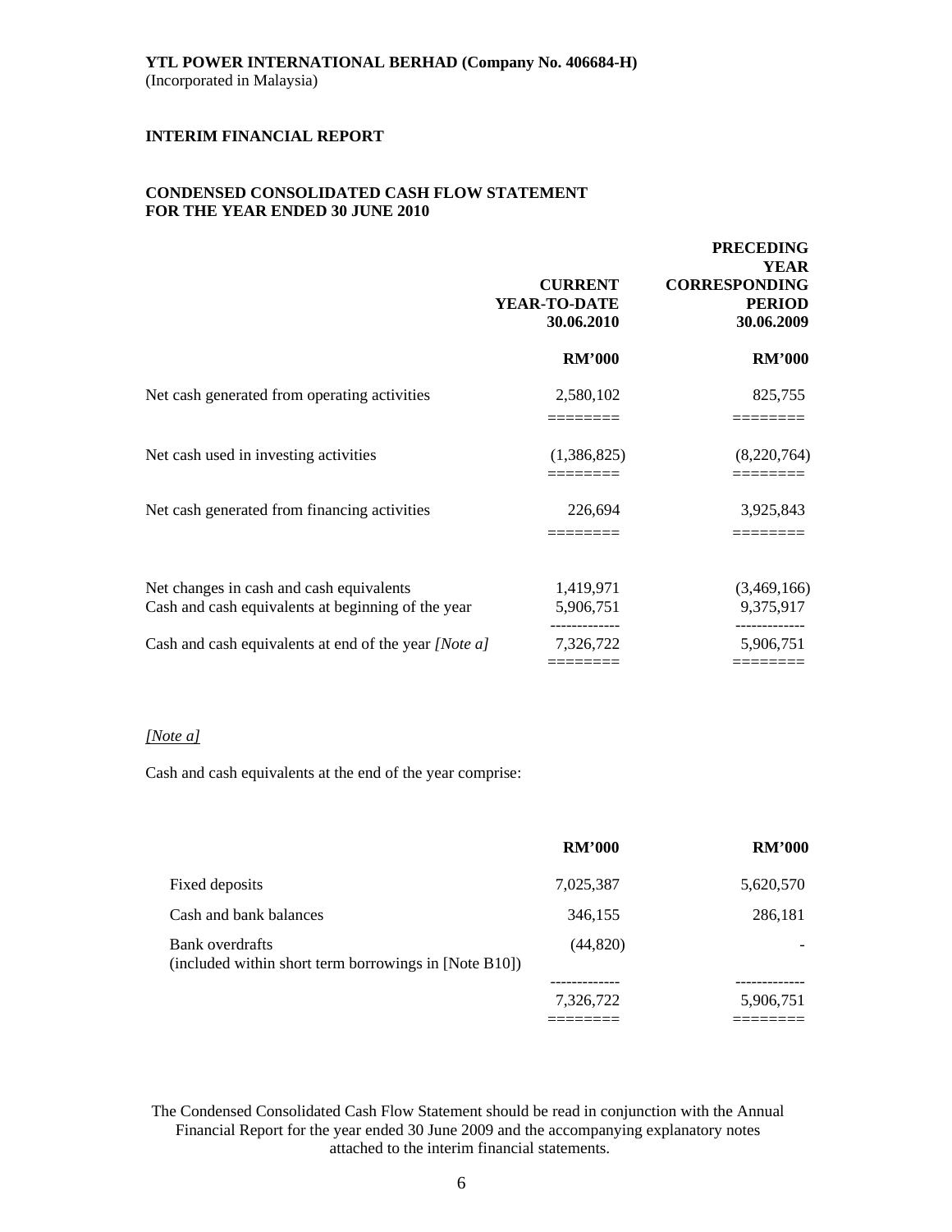**YTL POWER INTERNATIONAL BERHAD (Company No. 406684-H)**
(Incorporated in Malaysia)

**INTERIM FINANCIAL REPORT**

**CONDENSED CONSOLIDATED CASH FLOW STATEMENT**
**FOR THE YEAR ENDED 30 JUNE 2010**

| | CURRENT YEAR-TO-DATE 30.06.2010 | PRECEDING YEAR CORRESPONDING PERIOD 30.06.2009 |
|---|---|---|
| | RM'000 | RM'000 |
| Net cash generated from operating activities | 2,580,102 | 825,755 |
| Net cash used in investing activities | (1,386,825) | (8,220,764) |
| Net cash generated from financing activities | 226,694 | 3,925,843 |
| Net changes in cash and cash equivalents | 1,419,971 | (3,469,166) |
| Cash and cash equivalents at beginning of the year | 5,906,751 | 9,375,917 |
| Cash and cash equivalents at end of the year *[Note a]* | 7,326,722 | 5,906,751 |

*[Note a]*

Cash and cash equivalents at the end of the year comprise:

| | RM'000 | RM'000 |
|---|---|---|
| Fixed deposits | 7,025,387 | 5,620,570 |
| Cash and bank balances | 346,155 | 286,181 |
| Bank overdrafts (included within short term borrowings in [Note B10]) | (44,820) | - |
| | 7,326,722 | 5,906,751 |

The Condensed Consolidated Cash Flow Statement should be read in conjunction with the Annual Financial Report for the year ended 30 June 2009 and the accompanying explanatory notes attached to the interim financial statements.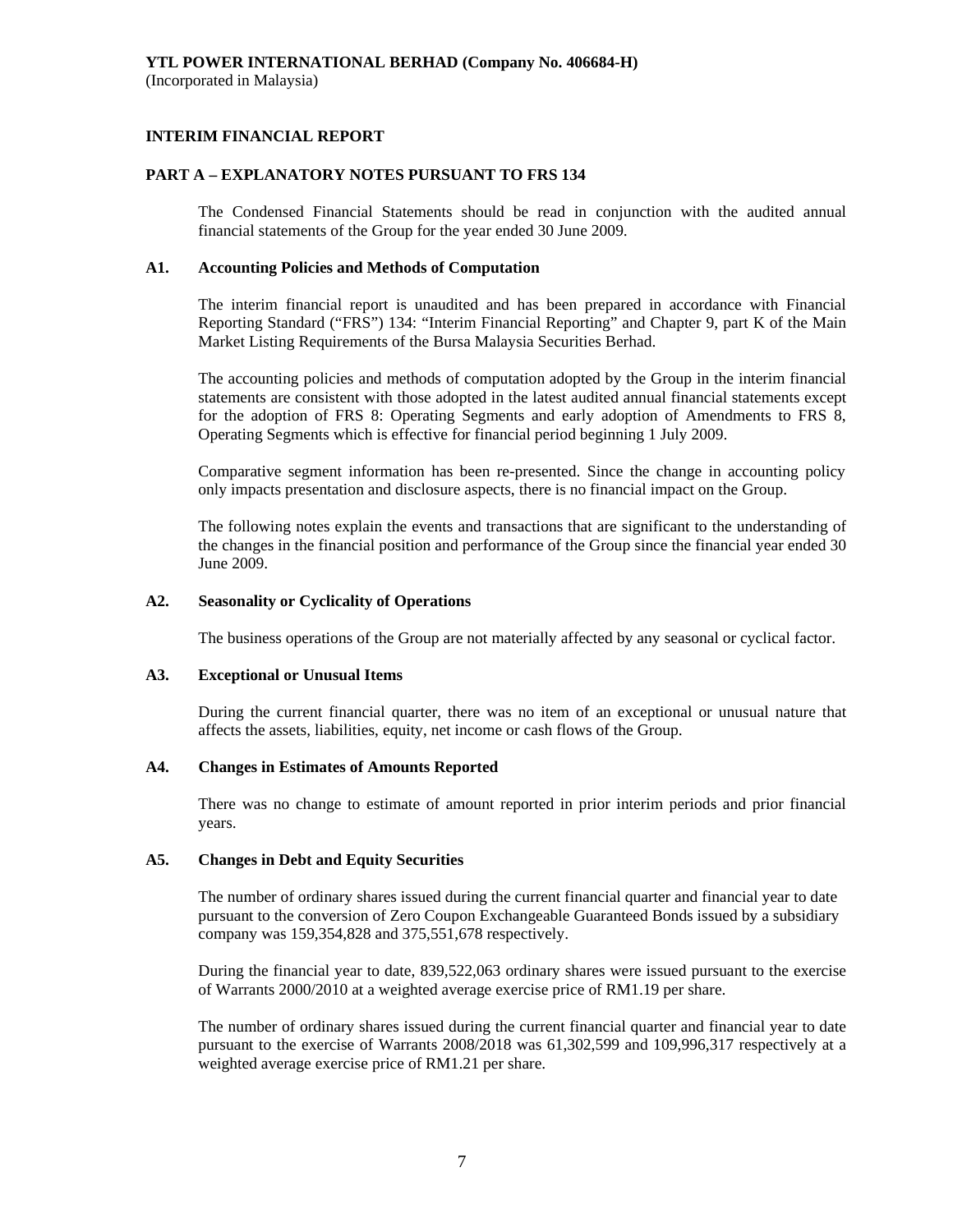**YTL POWER INTERNATIONAL BERHAD (Company No. 406684-H)**
(Incorporated in Malaysia)

**INTERIM FINANCIAL REPORT**

**PART A – EXPLANATORY NOTES PURSUANT TO FRS 134**

The Condensed Financial Statements should be read in conjunction with the audited annual financial statements of the Group for the year ended 30 June 2009.

**A1. Accounting Policies and Methods of Computation**

The interim financial report is unaudited and has been prepared in accordance with Financial Reporting Standard ("FRS") 134: "Interim Financial Reporting" and Chapter 9, part K of the Main Market Listing Requirements of the Bursa Malaysia Securities Berhad.

The accounting policies and methods of computation adopted by the Group in the interim financial statements are consistent with those adopted in the latest audited annual financial statements except for the adoption of FRS 8: Operating Segments and early adoption of Amendments to FRS 8, Operating Segments which is effective for financial period beginning 1 July 2009.

Comparative segment information has been re-presented. Since the change in accounting policy only impacts presentation and disclosure aspects, there is no financial impact on the Group.

The following notes explain the events and transactions that are significant to the understanding of the changes in the financial position and performance of the Group since the financial year ended 30 June 2009.

**A2. Seasonality or Cyclicality of Operations**

The business operations of the Group are not materially affected by any seasonal or cyclical factor.

**A3. Exceptional or Unusual Items**

During the current financial quarter, there was no item of an exceptional or unusual nature that affects the assets, liabilities, equity, net income or cash flows of the Group.

**A4. Changes in Estimates of Amounts Reported**

There was no change to estimate of amount reported in prior interim periods and prior financial years.

**A5. Changes in Debt and Equity Securities**

The number of ordinary shares issued during the current financial quarter and financial year to date pursuant to the conversion of Zero Coupon Exchangeable Guaranteed Bonds issued by a subsidiary company was 159,354,828 and 375,551,678 respectively.

During the financial year to date, 839,522,063 ordinary shares were issued pursuant to the exercise of Warrants 2000/2010 at a weighted average exercise price of RM1.19 per share.

The number of ordinary shares issued during the current financial quarter and financial year to date pursuant to the exercise of Warrants 2008/2018 was 61,302,599 and 109,996,317 respectively at a weighted average exercise price of RM1.21 per share.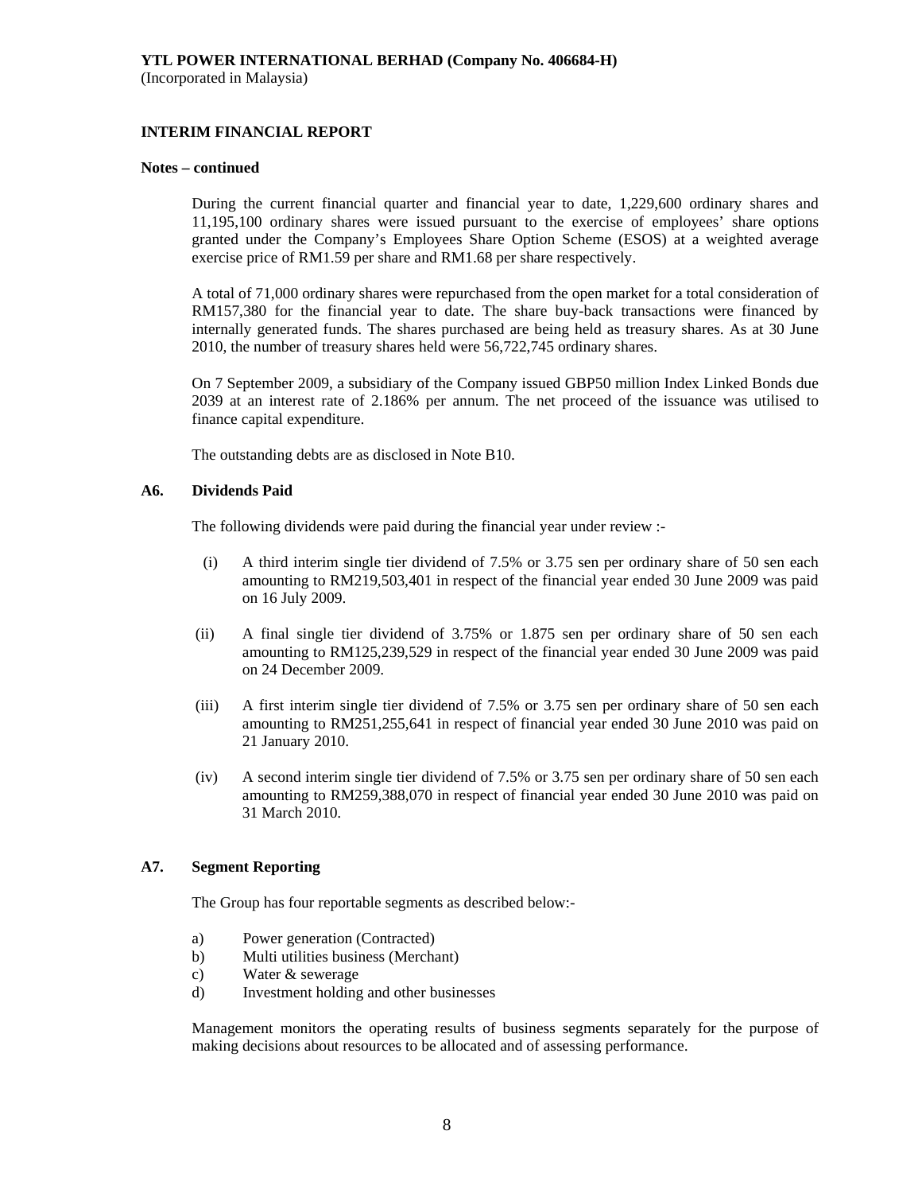**YTL POWER INTERNATIONAL BERHAD (Company No. 406684-H)**
(Incorporated in Malaysia)

**INTERIM FINANCIAL REPORT**

**Notes – continued**

During the current financial quarter and financial year to date, 1,229,600 ordinary shares and 11,195,100 ordinary shares were issued pursuant to the exercise of employees' share options granted under the Company's Employees Share Option Scheme (ESOS) at a weighted average exercise price of RM1.59 per share and RM1.68 per share respectively.

A total of 71,000 ordinary shares were repurchased from the open market for a total consideration of RM157,380 for the financial year to date. The share buy-back transactions were financed by internally generated funds. The shares purchased are being held as treasury shares. As at 30 June 2010, the number of treasury shares held were 56,722,745 ordinary shares.

On 7 September 2009, a subsidiary of the Company issued GBP50 million Index Linked Bonds due 2039 at an interest rate of 2.186% per annum. The net proceed of the issuance was utilised to finance capital expenditure.

The outstanding debts are as disclosed in Note B10.

## A6. Dividends Paid

The following dividends were paid during the financial year under review :-

(i) A third interim single tier dividend of 7.5% or 3.75 sen per ordinary share of 50 sen each amounting to RM219,503,401 in respect of the financial year ended 30 June 2009 was paid on 16 July 2009.

(ii) A final single tier dividend of 3.75% or 1.875 sen per ordinary share of 50 sen each amounting to RM125,239,529 in respect of the financial year ended 30 June 2009 was paid on 24 December 2009.

(iii) A first interim single tier dividend of 7.5% or 3.75 sen per ordinary share of 50 sen each amounting to RM251,255,641 in respect of financial year ended 30 June 2010 was paid on 21 January 2010.

(iv) A second interim single tier dividend of 7.5% or 3.75 sen per ordinary share of 50 sen each amounting to RM259,388,070 in respect of financial year ended 30 June 2010 was paid on 31 March 2010.

## A7. Segment Reporting

The Group has four reportable segments as described below:-

a) Power generation (Contracted)
b) Multi utilities business (Merchant)
c) Water & sewerage
d) Investment holding and other businesses

Management monitors the operating results of business segments separately for the purpose of making decisions about resources to be allocated and of assessing performance.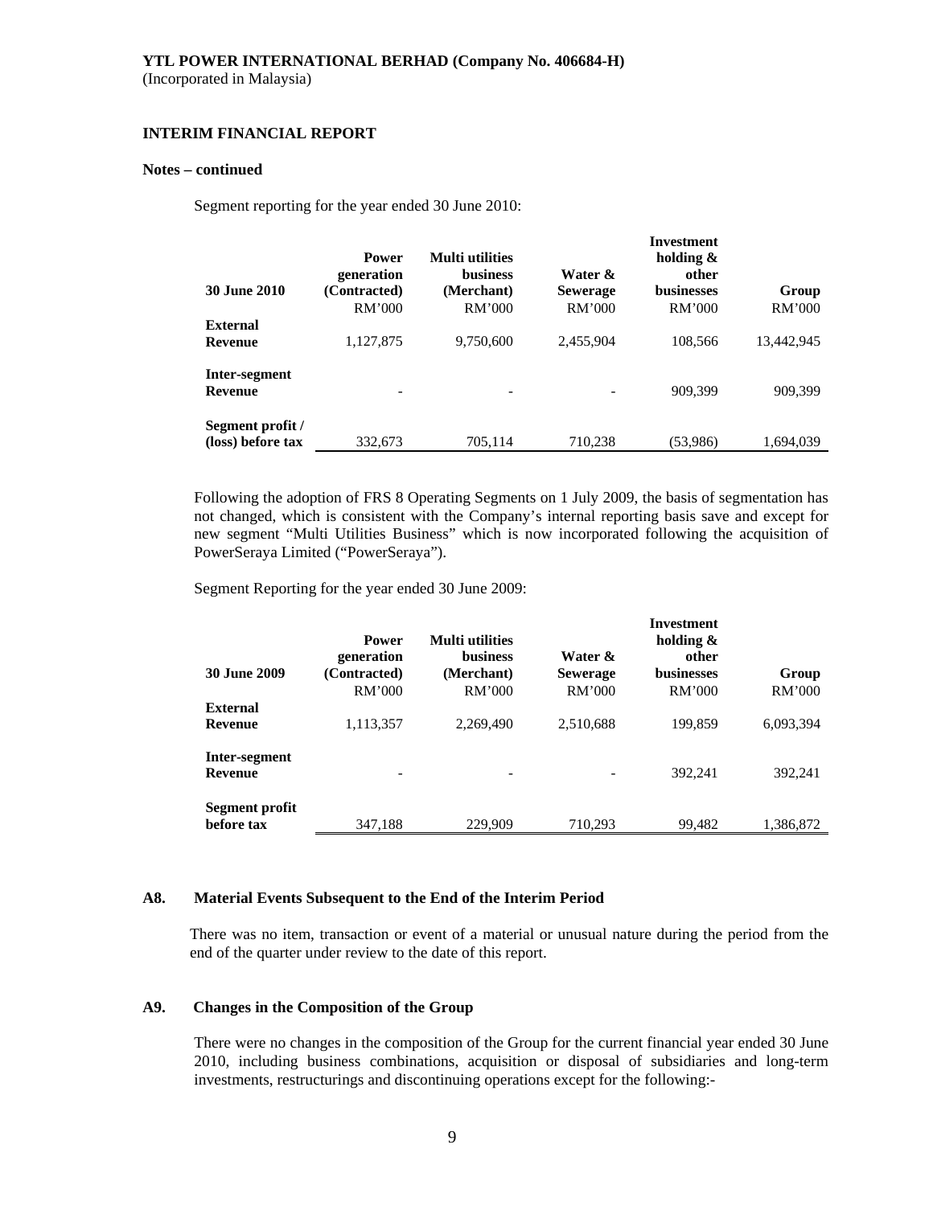**YTL POWER INTERNATIONAL BERHAD (Company No. 406684-H)**
(Incorporated in Malaysia)

**INTERIM FINANCIAL REPORT**

**Notes – continued**

Segment reporting for the year ended 30 June 2010:

| **30 June 2010** | **Power generation (Contracted)** | **Multi utilities business (Merchant)** | **Water & Sewerage** | **Investment holding & other businesses** | **Group** |
|---|---|---|---|---|---|
| | RM'000 | RM'000 | RM'000 | RM'000 | RM'000 |
| **External Revenue** | 1,127,875 | 9,750,600 | 2,455,904 | 108,566 | 13,442,945 |
| **Inter-segment Revenue** | - | - | - | 909,399 | 909,399 |
| **Segment profit / (loss) before tax** | 332,673 | 705,114 | 710,238 | (53,986) | 1,694,039 |

Following the adoption of FRS 8 Operating Segments on 1 July 2009, the basis of segmentation has not changed, which is consistent with the Company's internal reporting basis save and except for new segment "Multi Utilities Business" which is now incorporated following the acquisition of PowerSeraya Limited ("PowerSeraya").

Segment Reporting for the year ended 30 June 2009:

| **30 June 2009** | **Power generation (Contracted)** | **Multi utilities business (Merchant)** | **Water & Sewerage** | **Investment holding & other businesses** | **Group** |
|---|---|---|---|---|---|
| | RM'000 | RM'000 | RM'000 | RM'000 | RM'000 |
| **External Revenue** | 1,113,357 | 2,269,490 | 2,510,688 | 199,859 | 6,093,394 |
| **Inter-segment Revenue** | - | - | - | 392,241 | 392,241 |
| **Segment profit before tax** | 347,188 | 229,909 | 710,293 | 99,482 | 1,386,872 |

**A8. Material Events Subsequent to the End of the Interim Period**

There was no item, transaction or event of a material or unusual nature during the period from the end of the quarter under review to the date of this report.

**A9. Changes in the Composition of the Group**

There were no changes in the composition of the Group for the current financial year ended 30 June 2010, including business combinations, acquisition or disposal of subsidiaries and long-term investments, restructurings and discontinuing operations except for the following:-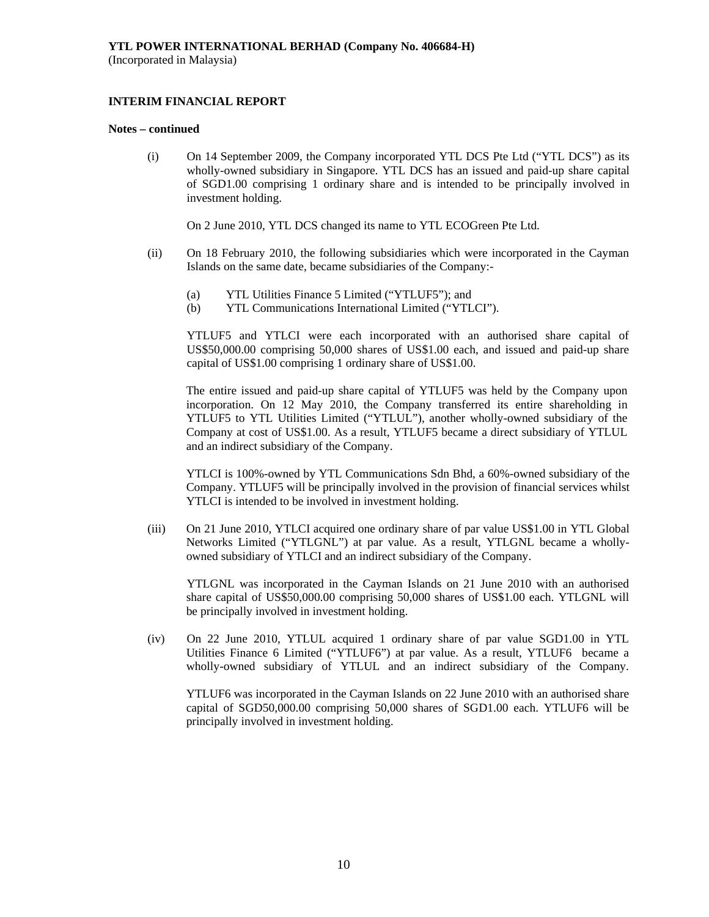**YTL POWER INTERNATIONAL BERHAD (Company No. 406684-H)**
(Incorporated in Malaysia)

**INTERIM FINANCIAL REPORT**

**Notes – continued**

(i) On 14 September 2009, the Company incorporated YTL DCS Pte Ltd ("YTL DCS") as its wholly-owned subsidiary in Singapore. YTL DCS has an issued and paid-up share capital of SGD1.00 comprising 1 ordinary share and is intended to be principally involved in investment holding.

On 2 June 2010, YTL DCS changed its name to YTL ECOGreen Pte Ltd.

(ii) On 18 February 2010, the following subsidiaries which were incorporated in the Cayman Islands on the same date, became subsidiaries of the Company:-

(a) YTL Utilities Finance 5 Limited ("YTLUF5"); and
(b) YTL Communications International Limited ("YTLCI").

YTLUF5 and YTLCI were each incorporated with an authorised share capital of US$50,000.00 comprising 50,000 shares of US$1.00 each, and issued and paid-up share capital of US$1.00 comprising 1 ordinary share of US$1.00.

The entire issued and paid-up share capital of YTLUF5 was held by the Company upon incorporation. On 12 May 2010, the Company transferred its entire shareholding in YTLUF5 to YTL Utilities Limited ("YTLUL"), another wholly-owned subsidiary of the Company at cost of US$1.00. As a result, YTLUF5 became a direct subsidiary of YTLUL and an indirect subsidiary of the Company.

YTLCI is 100%-owned by YTL Communications Sdn Bhd, a 60%-owned subsidiary of the Company. YTLUF5 will be principally involved in the provision of financial services whilst YTLCI is intended to be involved in investment holding.

(iii) On 21 June 2010, YTLCI acquired one ordinary share of par value US$1.00 in YTL Global Networks Limited ("YTLGNL") at par value. As a result, YTLGNL became a wholly-owned subsidiary of YTLCI and an indirect subsidiary of the Company.

YTLGNL was incorporated in the Cayman Islands on 21 June 2010 with an authorised share capital of US$50,000.00 comprising 50,000 shares of US$1.00 each. YTLGNL will be principally involved in investment holding.

(iv) On 22 June 2010, YTLUL acquired 1 ordinary share of par value SGD1.00 in YTL Utilities Finance 6 Limited ("YTLUF6") at par value. As a result, YTLUF6 became a wholly-owned subsidiary of YTLUL and an indirect subsidiary of the Company.

YTLUF6 was incorporated in the Cayman Islands on 22 June 2010 with an authorised share capital of SGD50,000.00 comprising 50,000 shares of SGD1.00 each. YTLUF6 will be principally involved in investment holding.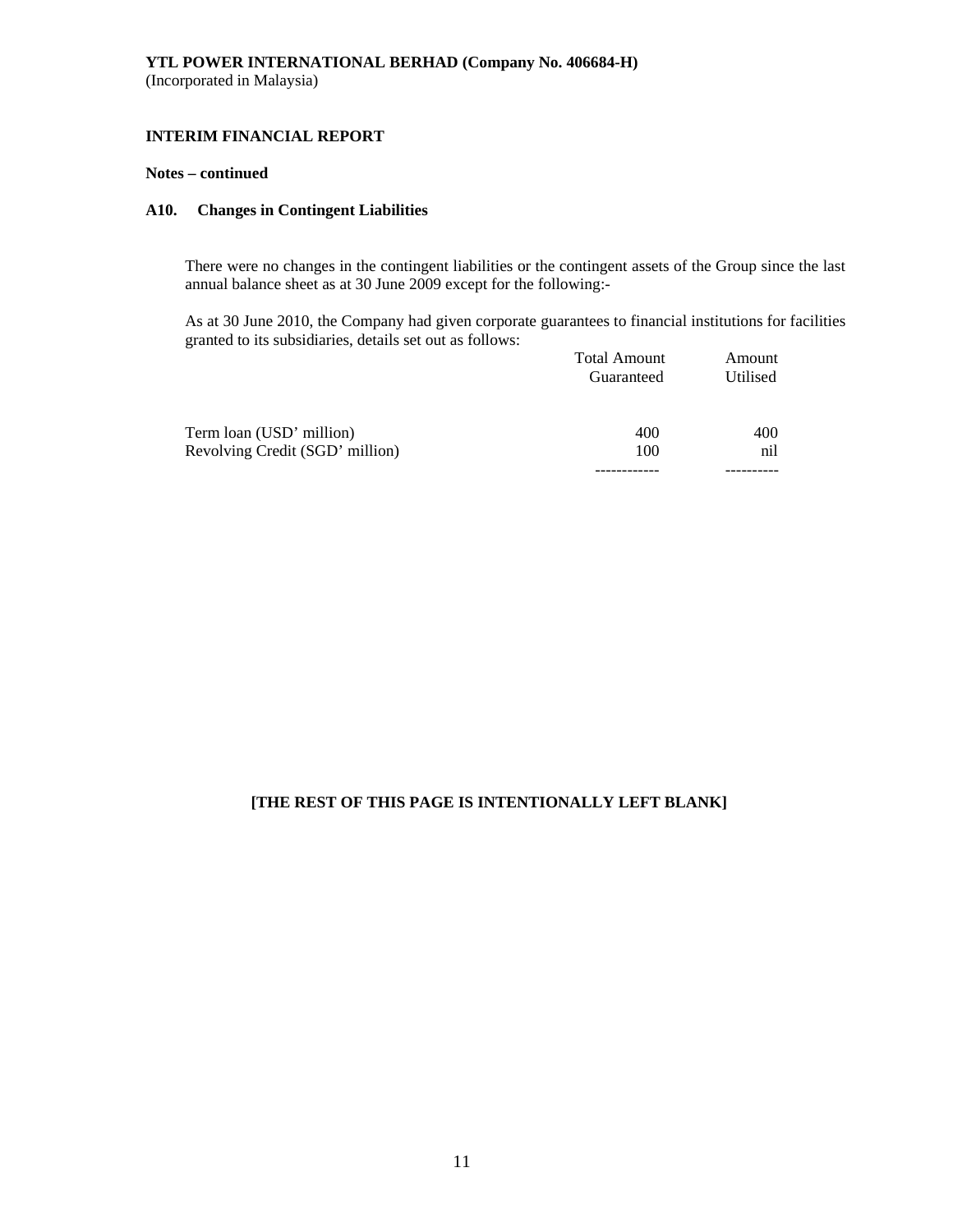**YTL POWER INTERNATIONAL BERHAD (Company No. 406684-H)**
(Incorporated in Malaysia)

**INTERIM FINANCIAL REPORT**

**Notes – continued**

### A10. Changes in Contingent Liabilities

There were no changes in the contingent liabilities or the contingent assets of the Group since the last annual balance sheet as at 30 June 2009 except for the following:-

As at 30 June 2010, the Company had given corporate guarantees to financial institutions for facilities granted to its subsidiaries, details set out as follows:

| | Total Amount Guaranteed | Amount Utilised |
|---|---|---|
| Term loan (USD' million) | 400 | 400 |
| Revolving Credit (SGD' million) | 100 | nil |

**[THE REST OF THIS PAGE IS INTENTIONALLY LEFT BLANK]**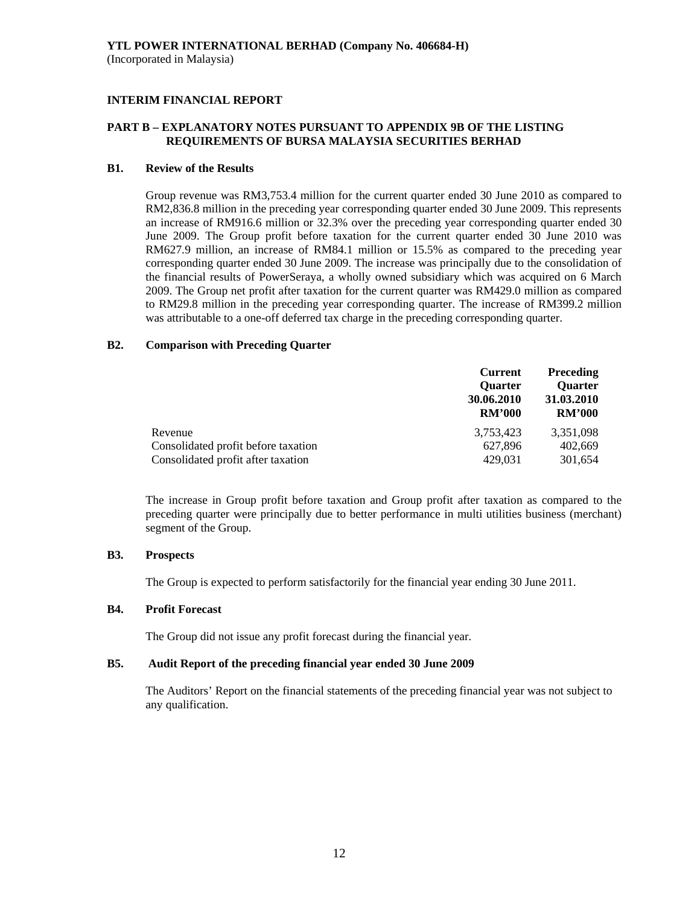**YTL POWER INTERNATIONAL BERHAD (Company No. 406684-H)**
(Incorporated in Malaysia)

**INTERIM FINANCIAL REPORT**

**PART B – EXPLANATORY NOTES PURSUANT TO APPENDIX 9B OF THE LISTING REQUIREMENTS OF BURSA MALAYSIA SECURITIES BERHAD**

**B1. Review of the Results**

Group revenue was RM3,753.4 million for the current quarter ended 30 June 2010 as compared to RM2,836.8 million in the preceding year corresponding quarter ended 30 June 2009. This represents an increase of RM916.6 million or 32.3% over the preceding year corresponding quarter ended 30 June 2009. The Group profit before taxation for the current quarter ended 30 June 2010 was RM627.9 million, an increase of RM84.1 million or 15.5% as compared to the preceding year corresponding quarter ended 30 June 2009. The increase was principally due to the consolidation of the financial results of PowerSeraya, a wholly owned subsidiary which was acquired on 6 March 2009. The Group net profit after taxation for the current quarter was RM429.0 million as compared to RM29.8 million in the preceding year corresponding quarter. The increase of RM399.2 million was attributable to a one-off deferred tax charge in the preceding corresponding quarter.

**B2. Comparison with Preceding Quarter**

| | Current Quarter 30.06.2010 RM'000 | Preceding Quarter 31.03.2010 RM'000 |
|---|---|---|
| Revenue | 3,753,423 | 3,351,098 |
| Consolidated profit before taxation | 627,896 | 402,669 |
| Consolidated profit after taxation | 429,031 | 301,654 |

The increase in Group profit before taxation and Group profit after taxation as compared to the preceding quarter were principally due to better performance in multi utilities business (merchant) segment of the Group.

**B3. Prospects**

The Group is expected to perform satisfactorily for the financial year ending 30 June 2011.

**B4. Profit Forecast**

The Group did not issue any profit forecast during the financial year.

**B5. Audit Report of the preceding financial year ended 30 June 2009**

The Auditors' Report on the financial statements of the preceding financial year was not subject to any qualification.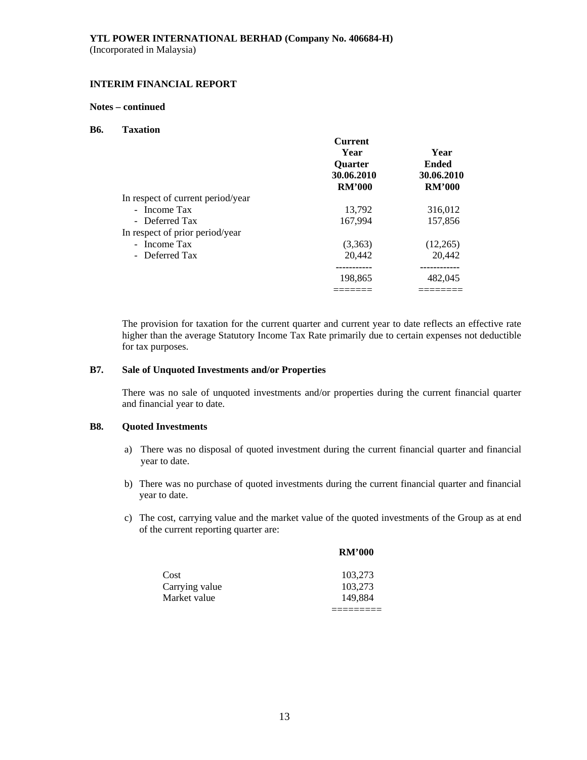**YTL POWER INTERNATIONAL BERHAD (Company No. 406684-H)**
(Incorporated in Malaysia)

**INTERIM FINANCIAL REPORT**

**Notes – continued**

**B6. Taxation**

| | Current Year Quarter 30.06.2010 RM'000 | Year Ended 30.06.2010 RM'000 |
|---|---|---|
| In respect of current period/year | | |
| - Income Tax | 13,792 | 316,012 |
| - Deferred Tax | 167,994 | 157,856 |
| In respect of prior period/year | | |
| - Income Tax | (3,363) | (12,265) |
| - Deferred Tax | 20,442 | 20,442 |
| | 198,865 | 482,045 |

The provision for taxation for the current quarter and current year to date reflects an effective rate higher than the average Statutory Income Tax Rate primarily due to certain expenses not deductible for tax purposes.

**B7. Sale of Unquoted Investments and/or Properties**

There was no sale of unquoted investments and/or properties during the current financial quarter and financial year to date.

**B8. Quoted Investments**

a) There was no disposal of quoted investment during the current financial quarter and financial year to date.

b) There was no purchase of quoted investments during the current financial quarter and financial year to date.

c) The cost, carrying value and the market value of the quoted investments of the Group as at end of the current reporting quarter are:

| | RM'000 |
|---|---|
| Cost | 103,273 |
| Carrying value | 103,273 |
| Market value | 149,884 |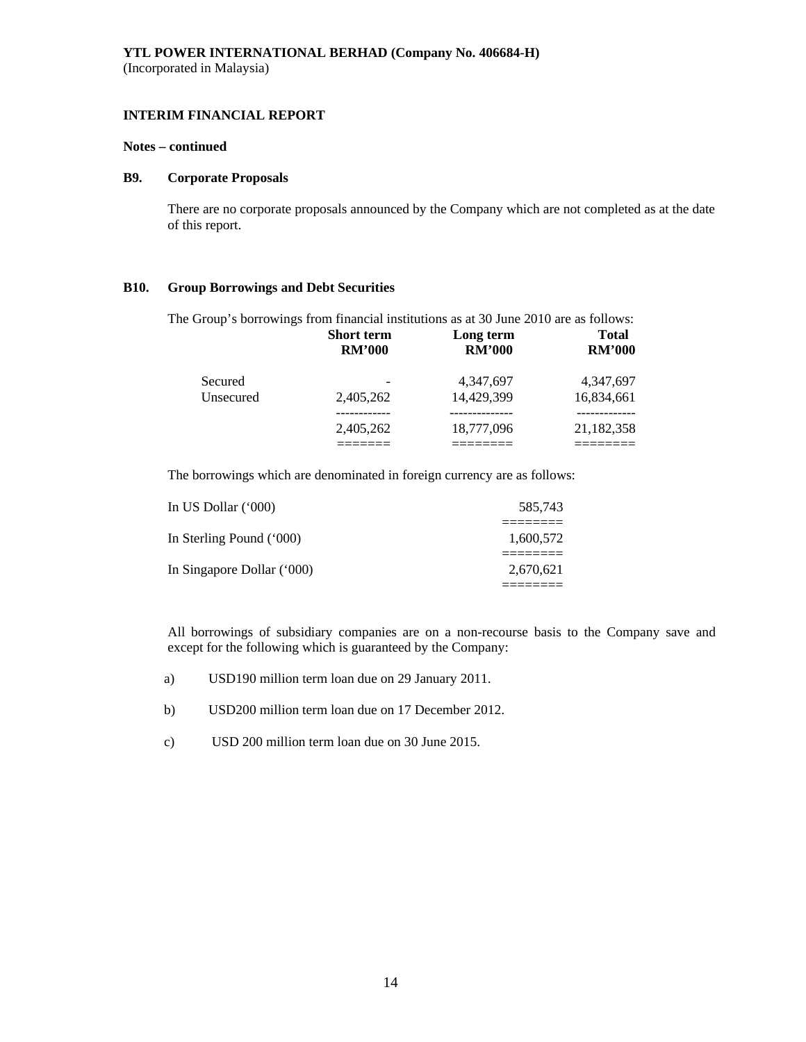**YTL POWER INTERNATIONAL BERHAD (Company No. 406684-H)**
(Incorporated in Malaysia)

**INTERIM FINANCIAL REPORT**

**Notes – continued**

**B9. Corporate Proposals**

There are no corporate proposals announced by the Company which are not completed as at the date of this report.

**B10. Group Borrowings and Debt Securities**

The Group's borrowings from financial institutions as at 30 June 2010 are as follows:

| | Short term RM'000 | Long term RM'000 | Total RM'000 |
|---|---|---|---|
| Secured | - | 4,347,697 | 4,347,697 |
| Unsecured | 2,405,262 | 14,429,399 | 16,834,661 |
| | 2,405,262 | 18,777,096 | 21,182,358 |

The borrowings which are denominated in foreign currency are as follows:

| | |
|---|---|
| In US Dollar ('000) | 585,743 |
| In Sterling Pound ('000) | 1,600,572 |
| In Singapore Dollar ('000) | 2,670,621 |

All borrowings of subsidiary companies are on a non-recourse basis to the Company save and except for the following which is guaranteed by the Company:

a) USD190 million term loan due on 29 January 2011.

b) USD200 million term loan due on 17 December 2012.

c) USD 200 million term loan due on 30 June 2015.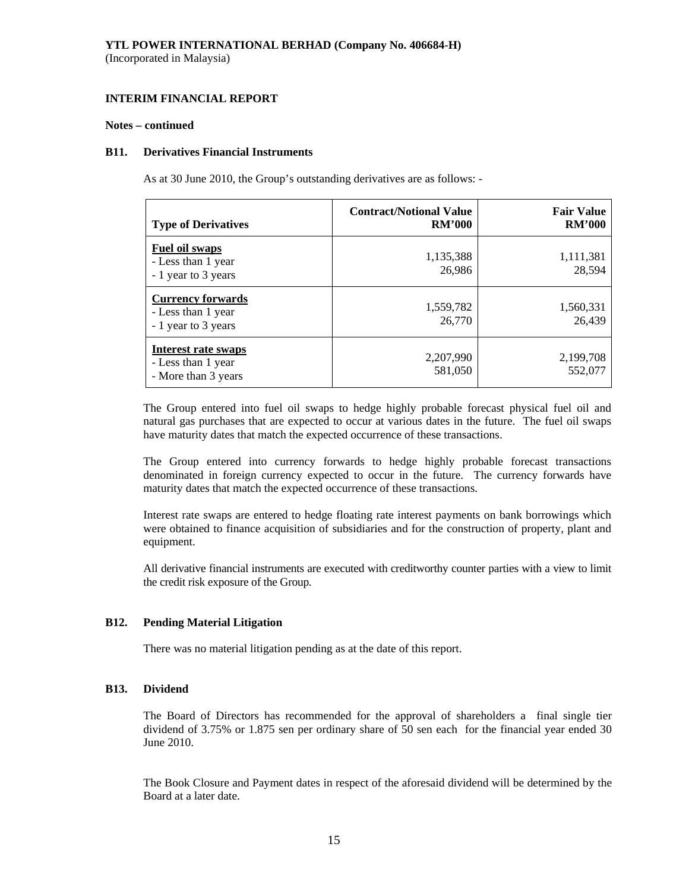**YTL POWER INTERNATIONAL BERHAD (Company No. 406684-H)**
(Incorporated in Malaysia)

**INTERIM FINANCIAL REPORT**

**Notes – continued**

**B11. Derivatives Financial Instruments**

As at 30 June 2010, the Group's outstanding derivatives are as follows: -

| Type of Derivatives | Contract/Notional Value RM'000 | Fair Value RM'000 |
|---|---|---|
| **Fuel oil swaps** | | |
| - Less than 1 year | 1,135,388 | 1,111,381 |
| - 1 year to 3 years | 26,986 | 28,594 |
| **Currency forwards** | | |
| - Less than 1 year | 1,559,782 | 1,560,331 |
| - 1 year to 3 years | 26,770 | 26,439 |
| **Interest rate swaps** | | |
| - Less than 1 year | 2,207,990 | 2,199,708 |
| - More than 3 years | 581,050 | 552,077 |

The Group entered into fuel oil swaps to hedge highly probable forecast physical fuel oil and natural gas purchases that are expected to occur at various dates in the future. The fuel oil swaps have maturity dates that match the expected occurrence of these transactions.

The Group entered into currency forwards to hedge highly probable forecast transactions denominated in foreign currency expected to occur in the future. The currency forwards have maturity dates that match the expected occurrence of these transactions.

Interest rate swaps are entered to hedge floating rate interest payments on bank borrowings which were obtained to finance acquisition of subsidiaries and for the construction of property, plant and equipment.

All derivative financial instruments are executed with creditworthy counter parties with a view to limit the credit risk exposure of the Group.

**B12. Pending Material Litigation**

There was no material litigation pending as at the date of this report.

**B13. Dividend**

The Board of Directors has recommended for the approval of shareholders a final single tier dividend of 3.75% or 1.875 sen per ordinary share of 50 sen each for the financial year ended 30 June 2010.

The Book Closure and Payment dates in respect of the aforesaid dividend will be determined by the Board at a later date.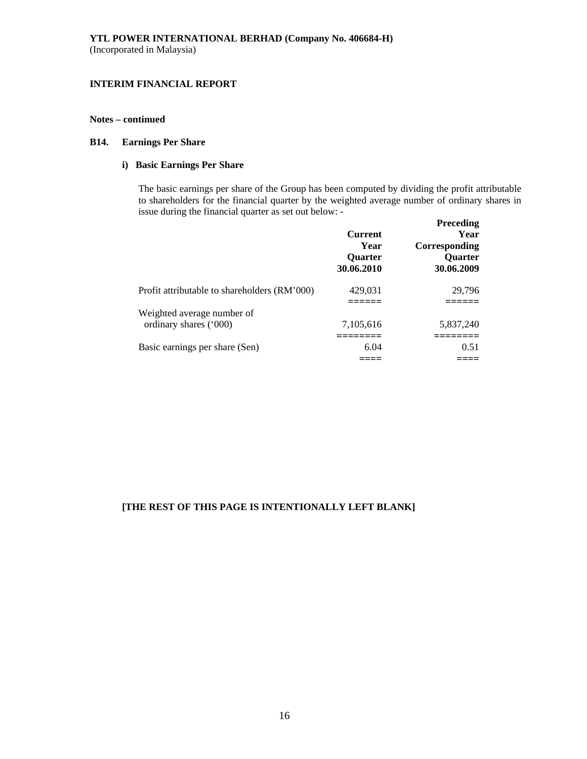**YTL POWER INTERNATIONAL BERHAD (Company No. 406684-H)**
(Incorporated in Malaysia)

**INTERIM FINANCIAL REPORT**

**Notes – continued**

**B14. Earnings Per Share**

**i) Basic Earnings Per Share**

The basic earnings per share of the Group has been computed by dividing the profit attributable to shareholders for the financial quarter by the weighted average number of ordinary shares in issue during the financial quarter as set out below: -

| | Current Year Quarter 30.06.2010 | Preceding Year Corresponding Quarter 30.06.2009 |
|---|---|---|
| Profit attributable to shareholders (RM'000) | 429,031 | 29,796 |
| Weighted average number of ordinary shares ('000) | 7,105,616 | 5,837,240 |
| Basic earnings per share (Sen) | 6.04 | 0.51 |

**[THE REST OF THIS PAGE IS INTENTIONALLY LEFT BLANK]**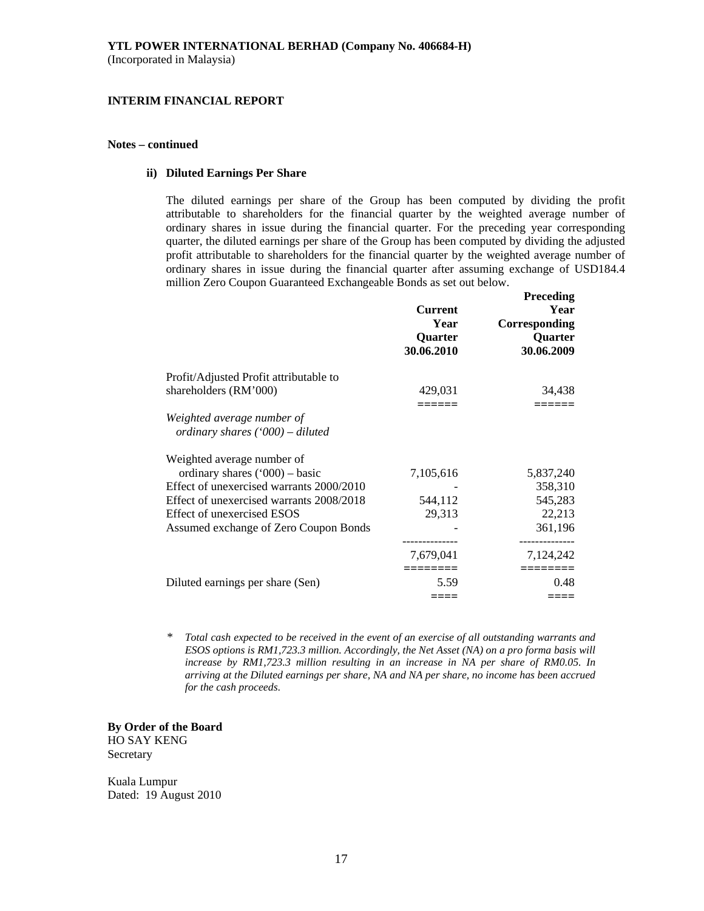**YTL POWER INTERNATIONAL BERHAD (Company No. 406684-H)**
(Incorporated in Malaysia)

**INTERIM FINANCIAL REPORT**

**Notes – continued**

**ii) Diluted Earnings Per Share**

The diluted earnings per share of the Group has been computed by dividing the profit attributable to shareholders for the financial quarter by the weighted average number of ordinary shares in issue during the financial quarter. For the preceding year corresponding quarter, the diluted earnings per share of the Group has been computed by dividing the adjusted profit attributable to shareholders for the financial quarter by the weighted average number of ordinary shares in issue during the financial quarter after assuming exchange of USD184.4 million Zero Coupon Guaranteed Exchangeable Bonds as set out below.

| | **Current Year Quarter 30.06.2010** | **Preceding Year Corresponding Quarter 30.06.2009** |
|---|---|---|
| Profit/Adjusted Profit attributable to shareholders (RM'000) | 429,031 | 34,438 |
| *Weighted average number of ordinary shares ('000) – diluted* | | |
| Weighted average number of ordinary shares ('000) – basic | 7,105,616 | 5,837,240 |
| Effect of unexercised warrants 2000/2010 | - | 358,310 |
| Effect of unexercised warrants 2008/2018 | 544,112 | 545,283 |
| Effect of unexercised ESOS | 29,313 | 22,213 |
| Assumed exchange of Zero Coupon Bonds | - | 361,196 |
| | 7,679,041 | 7,124,242 |
| Diluted earnings per share (Sen) | 5.59 | 0.48 |

\* *Total cash expected to be received in the event of an exercise of all outstanding warrants and ESOS options is RM1,723.3 million. Accordingly, the Net Asset (NA) on a pro forma basis will increase by RM1,723.3 million resulting in an increase in NA per share of RM0.05. In arriving at the Diluted earnings per share, NA and NA per share, no income has been accrued for the cash proceeds.*

**By Order of the Board**
HO SAY KENG
Secretary

Kuala Lumpur
Dated: 19 August 2010